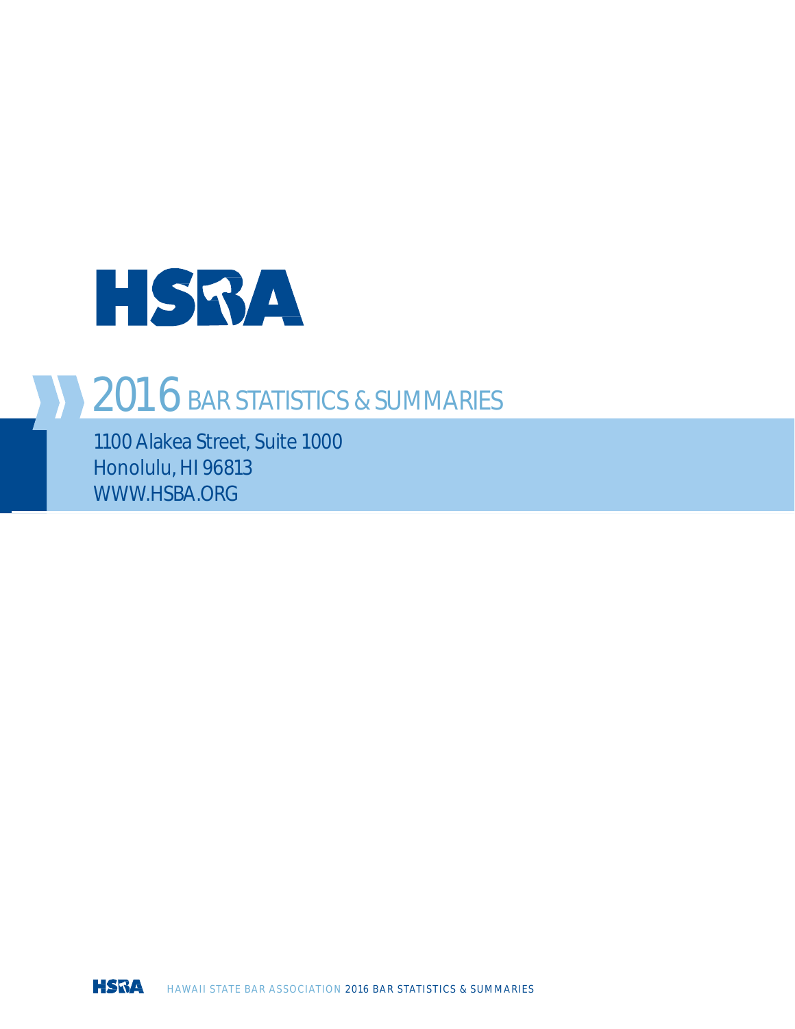# HSBA

## 2016 BAR STATISTICS & SUMMARIES

1100 Alakea Street, Suite 1000
Honolulu, HI 96813
WWW.HSBA.ORG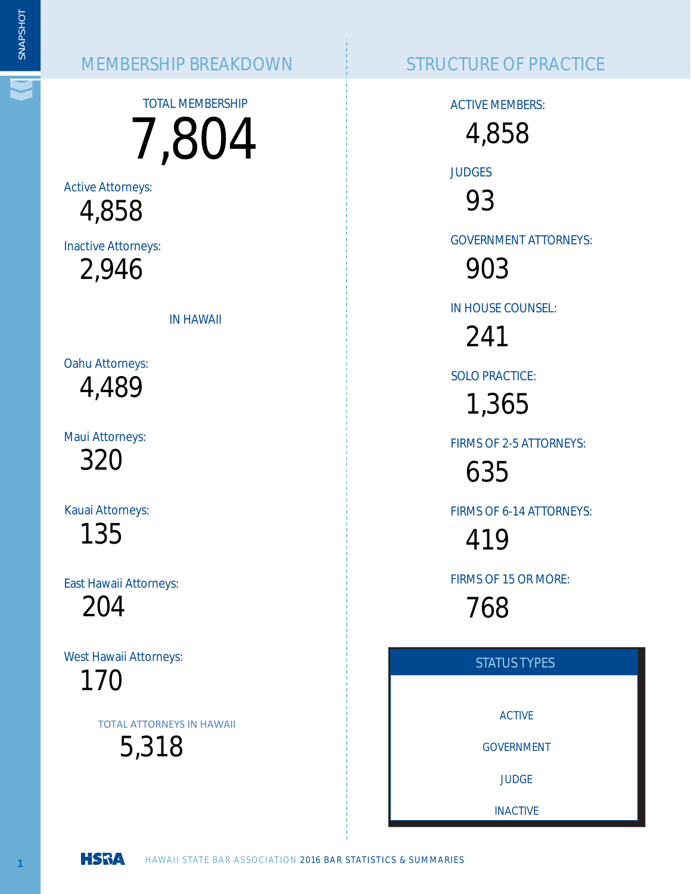## MEMBERSHIP BREAKDOWN

TOTAL MEMBERSHIP

# 7,804

Active Attorneys:
4,858

Inactive Attorneys:
2,946

### IN HAWAII

Oahu Attorneys:
4,489

Maui Attorneys:
320

Kauai Attorneys:
135

East Hawaii Attorneys:
204

West Hawaii Attorneys:
170

TOTAL ATTORNEYS IN HAWAII
5,318

## STRUCTURE OF PRACTICE

ACTIVE MEMBERS:
4,858

JUDGES
93

GOVERNMENT ATTORNEYS:
903

IN HOUSE COUNSEL:
241

SOLO PRACTICE:
1,365

FIRMS OF 2-5 ATTORNEYS:
635

FIRMS OF 6-14 ATTORNEYS:
419

FIRMS OF 15 OR MORE:
768

### STATUS TYPES

ACTIVE

GOVERNMENT

JUDGE

INACTIVE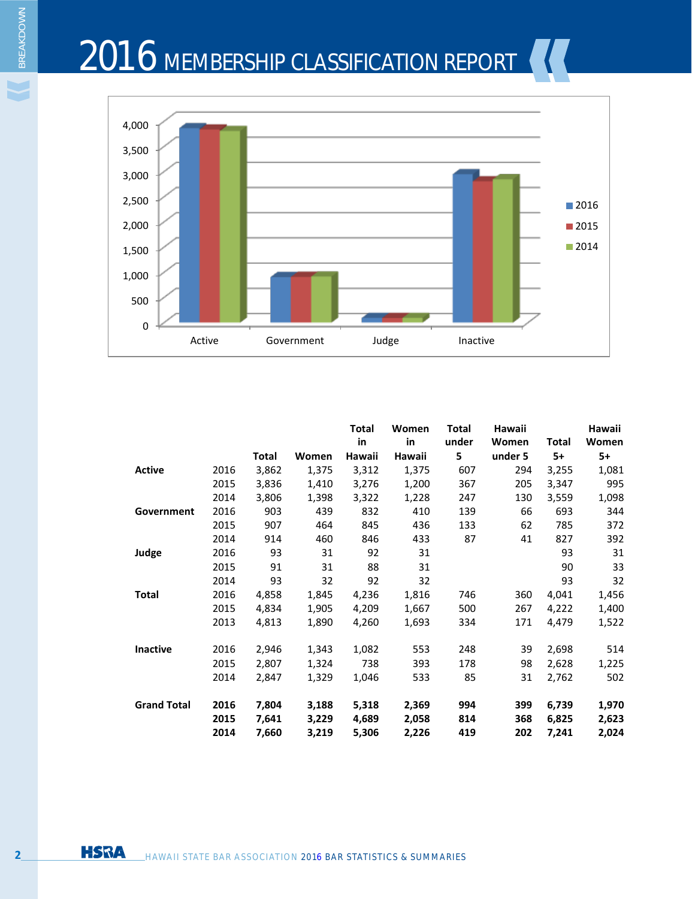# 2016 MEMBERSHIP CLASSIFICATION REPORT

| | | Total | Women | Total in Hawaii | Women in Hawaii | Total under 5 | Hawaii Women under 5 | Total 5+ | Hawaii Women 5+ |
|---|---|---|---|---|---|---|---|---|---|
| **Active** | 2016 | 3,862 | 1,375 | 3,312 | 1,375 | 607 | 294 | 3,255 | 1,081 |
| | 2015 | 3,836 | 1,410 | 3,276 | 1,200 | 367 | 205 | 3,347 | 995 |
| | 2014 | 3,806 | 1,398 | 3,322 | 1,228 | 247 | 130 | 3,559 | 1,098 |
| **Government** | 2016 | 903 | 439 | 832 | 410 | 139 | 66 | 693 | 344 |
| | 2015 | 907 | 464 | 845 | 436 | 133 | 62 | 785 | 372 |
| | 2014 | 914 | 460 | 846 | 433 | 87 | 41 | 827 | 392 |
| **Judge** | 2016 | 93 | 31 | 92 | 31 | | | 93 | 31 |
| | 2015 | 91 | 31 | 88 | 31 | | | 90 | 33 |
| | 2014 | 93 | 32 | 92 | 32 | | | 93 | 32 |
| **Total** | 2016 | 4,858 | 1,845 | 4,236 | 1,816 | 746 | 360 | 4,041 | 1,456 |
| | 2015 | 4,834 | 1,905 | 4,209 | 1,667 | 500 | 267 | 4,222 | 1,400 |
| | 2013 | 4,813 | 1,890 | 4,260 | 1,693 | 334 | 171 | 4,479 | 1,522 |
| **Inactive** | 2016 | 2,946 | 1,343 | 1,082 | 553 | 248 | 39 | 2,698 | 514 |
| | 2015 | 2,807 | 1,324 | 738 | 393 | 178 | 98 | 2,628 | 1,225 |
| | 2014 | 2,847 | 1,329 | 1,046 | 533 | 85 | 31 | 2,762 | 502 |
| **Grand Total** | **2016** | **7,804** | **3,188** | **5,318** | **2,369** | **994** | **399** | **6,739** | **1,970** |
| | **2015** | **7,641** | **3,229** | **4,689** | **2,058** | **814** | **368** | **6,825** | **2,623** |
| | **2014** | **7,660** | **3,219** | **5,306** | **2,226** | **419** | **202** | **7,241** | **2,024** |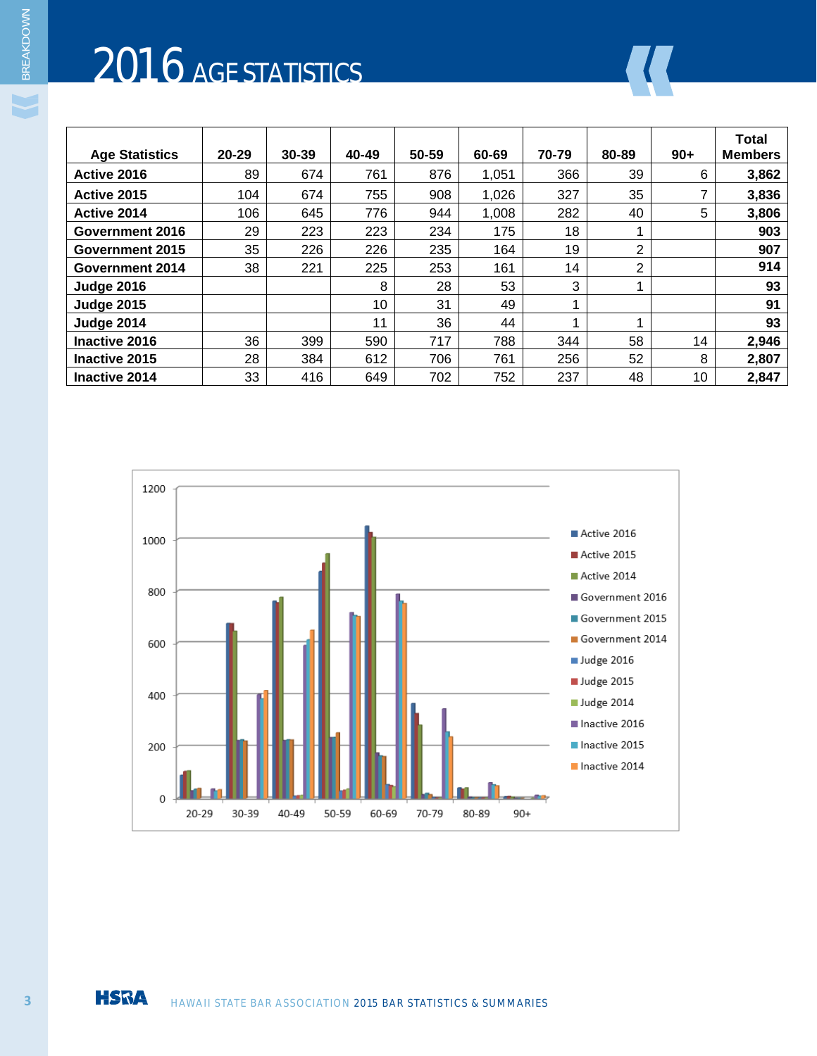# 2016 AGE STATISTICS

| Age Statistics | 20-29 | 30-39 | 40-49 | 50-59 | 60-69 | 70-79 | 80-89 | 90+ | Total Members |
|---|---|---|---|---|---|---|---|---|---|
| **Active 2016** | 89 | 674 | 761 | 876 | 1,051 | 366 | 39 | 6 | **3,862** |
| **Active 2015** | 104 | 674 | 755 | 908 | 1,026 | 327 | 35 | 7 | **3,836** |
| **Active 2014** | 106 | 645 | 776 | 944 | 1,008 | 282 | 40 | 5 | **3,806** |
| **Government 2016** | 29 | 223 | 223 | 234 | 175 | 18 | 1 | | **903** |
| **Government 2015** | 35 | 226 | 226 | 235 | 164 | 19 | 2 | | **907** |
| **Government 2014** | 38 | 221 | 225 | 253 | 161 | 14 | 2 | | **914** |
| **Judge 2016** | | | 8 | 28 | 53 | 3 | 1 | | **93** |
| **Judge 2015** | | | 10 | 31 | 49 | 1 | | | **91** |
| **Judge 2014** | | | 11 | 36 | 44 | 1 | 1 | | **93** |
| **Inactive 2016** | 36 | 399 | 590 | 717 | 788 | 344 | 58 | 14 | **2,946** |
| **Inactive 2015** | 28 | 384 | 612 | 706 | 761 | 256 | 52 | 8 | **2,807** |
| **Inactive 2014** | 33 | 416 | 649 | 702 | 752 | 237 | 48 | 10 | **2,847** |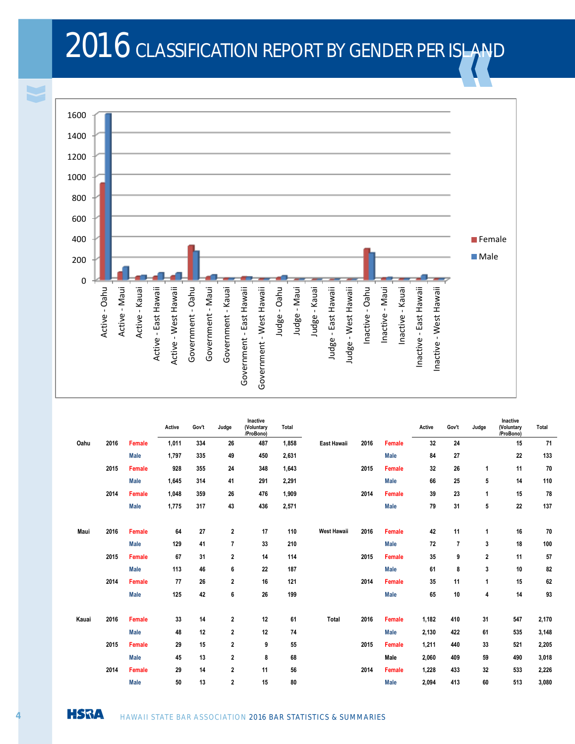# 2016 CLASSIFICATION REPORT BY GENDER PER ISLAND

| | | | Active | Gov't | Judge | Inactive (Voluntary /ProBono) | Total |
|---|---|---|---|---|---|---|---|
| Oahu | 2016 | Female | 1,011 | 334 | 26 | 487 | 1,858 |
| | | Male | 1,797 | 335 | 49 | 450 | 2,631 |
| | 2015 | Female | 928 | 355 | 24 | 348 | 1,643 |
| | | Male | 1,645 | 314 | 41 | 291 | 2,291 |
| | 2014 | Female | 1,048 | 359 | 26 | 476 | 1,909 |
| | | Male | 1,775 | 317 | 43 | 436 | 2,571 |
| Maui | 2016 | Female | 64 | 27 | 2 | 17 | 110 |
| | | Male | 129 | 41 | 7 | 33 | 210 |
| | 2015 | Female | 67 | 31 | 2 | 14 | 114 |
| | | Male | 113 | 46 | 6 | 22 | 187 |
| | 2014 | Female | 77 | 26 | 2 | 16 | 121 |
| | | Male | 125 | 42 | 6 | 26 | 199 |
| Kauai | 2016 | Female | 33 | 14 | 2 | 12 | 61 |
| | | Male | 48 | 12 | 2 | 12 | 74 |
| | 2015 | Female | 29 | 15 | 2 | 9 | 55 |
| | | Male | 45 | 13 | 2 | 8 | 68 |
| | 2014 | Female | 29 | 14 | 2 | 11 | 56 |
| | | Male | 50 | 13 | 2 | 15 | 80 |

| | | | Active | Gov't | Judge | Inactive (Voluntary /ProBono) | Total |
|---|---|---|---|---|---|---|---|
| East Hawaii | 2016 | Female | 32 | 24 | | 15 | 71 |
| | | Male | 84 | 27 | | 22 | 133 |
| | 2015 | Female | 32 | 26 | 1 | 11 | 70 |
| | | Male | 66 | 25 | 5 | 14 | 110 |
| | 2014 | Female | 39 | 23 | 1 | 15 | 78 |
| | | Male | 79 | 31 | 5 | 22 | 137 |
| West Hawaii | 2016 | Female | 42 | 11 | 1 | 16 | 70 |
| | | Male | 72 | 7 | 3 | 18 | 100 |
| | 2015 | Female | 35 | 9 | 2 | 11 | 57 |
| | | Male | 61 | 8 | 3 | 10 | 82 |
| | 2014 | Female | 35 | 11 | 1 | 15 | 62 |
| | | Male | 65 | 10 | 4 | 14 | 93 |
| Total | 2016 | Female | 1,182 | 410 | 31 | 547 | 2,170 |
| | | Male | 2,130 | 422 | 61 | 535 | 3,148 |
| | 2015 | Female | 1,211 | 440 | 33 | 521 | 2,205 |
| | | Male | 2,060 | 409 | 59 | 490 | 3,018 |
| | 2014 | Female | 1,228 | 433 | 32 | 533 | 2,226 |
| | | Male | 2,094 | 413 | 60 | 513 | 3,080 |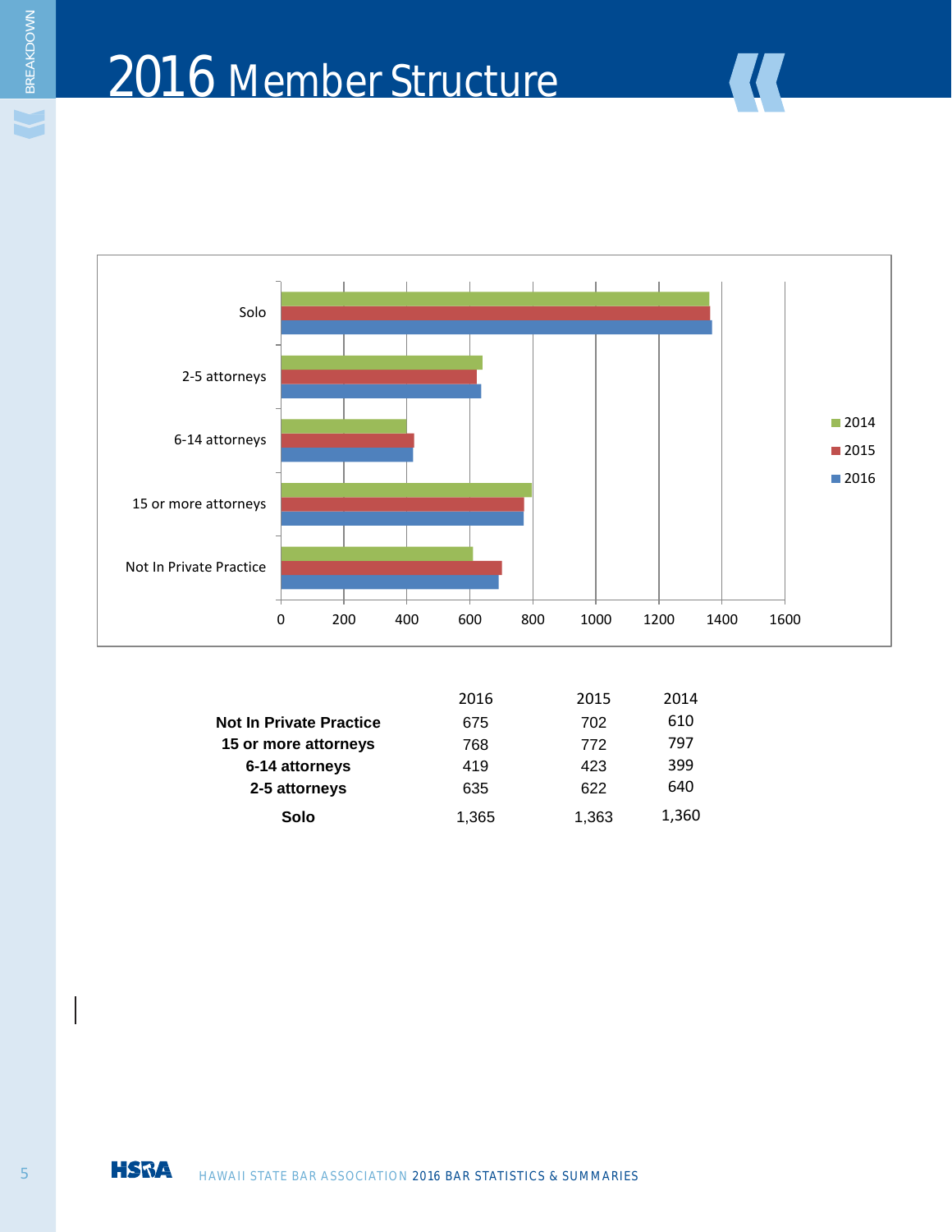# 2016 Member Structure

|  | 2016 | 2015 | 2014 |
|---|---|---|---|
| **Not In Private Practice** | 675 | 702 | 610 |
| **15 or more attorneys** | 768 | 772 | 797 |
| **6-14 attorneys** | 419 | 423 | 399 |
| **2-5 attorneys** | 635 | 622 | 640 |
| **Solo** | 1,365 | 1,363 | 1,360 |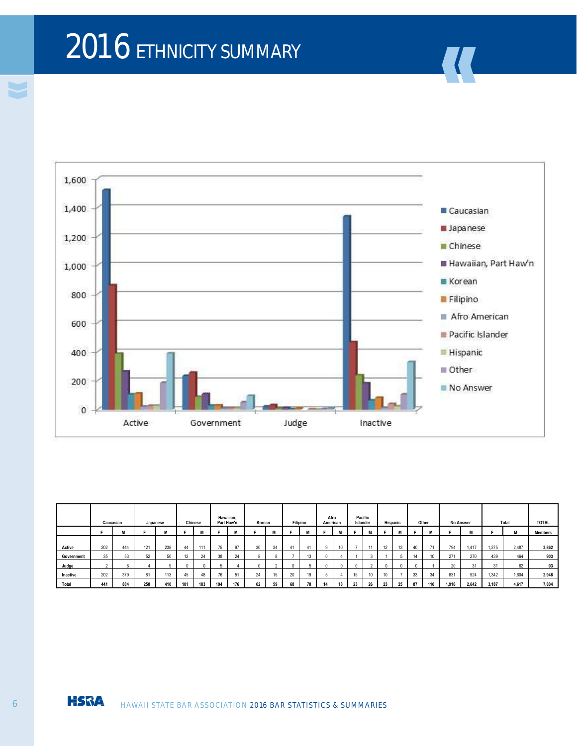# 2016 ETHNICITY SUMMARY

| | Caucasian | | Japanese | | Chinese | | Hawaiian, Part Haw'n | | Korean | | Filipino | | Afro American | | Pacific Islander | | Hispanic | | Other | | No Answer | | Total | | TOTAL |
|---|---|---|---|---|---|---|---|---|---|---|---|---|---|---|---|---|---|---|---|---|---|---|---|---|---|
| | F | M | F | M | F | M | F | M | F | M | F | M | F | M | F | M | F | M | F | M | F | M | F | M | Members |
| Active | 202 | 444 | 121 | 238 | 44 | 111 | 75 | 97 | 30 | 34 | 41 | 41 | 9 | 10 | 7 | 11 | 12 | 13 | 40 | 71 | 794 | 1,417 | 1,375 | 2,487 | 3,862 |
| Government | 35 | 53 | 52 | 50 | 12 | 24 | 38 | 24 | 8 | 8 | 7 | 13 | 0 | 4 | 1 | 3 | 1 | 5 | 14 | 10 | 271 | 270 | 439 | 464 | 903 |
| Judge | 2 | 8 | 4 | 9 | 0 | 0 | 5 | 4 | 0 | 2 | 0 | 5 | 0 | 0 | 0 | 2 | 0 | 0 | 0 | 1 | 20 | 31 | 31 | 62 | 93 |
| Inactive | 202 | 379 | 81 | 113 | 45 | 48 | 76 | 51 | 24 | 15 | 20 | 19 | 5 | 4 | 15 | 10 | 10 | 7 | 33 | 34 | 831 | 924 | 1,342 | 1,604 | 2,948 |
| Total | 441 | 884 | 258 | 410 | 101 | 183 | 194 | 176 | 62 | 59 | 68 | 78 | 14 | 18 | 23 | 26 | 23 | 25 | 87 | 116 | 1,916 | 2,642 | 3,187 | 4,617 | 7,804 |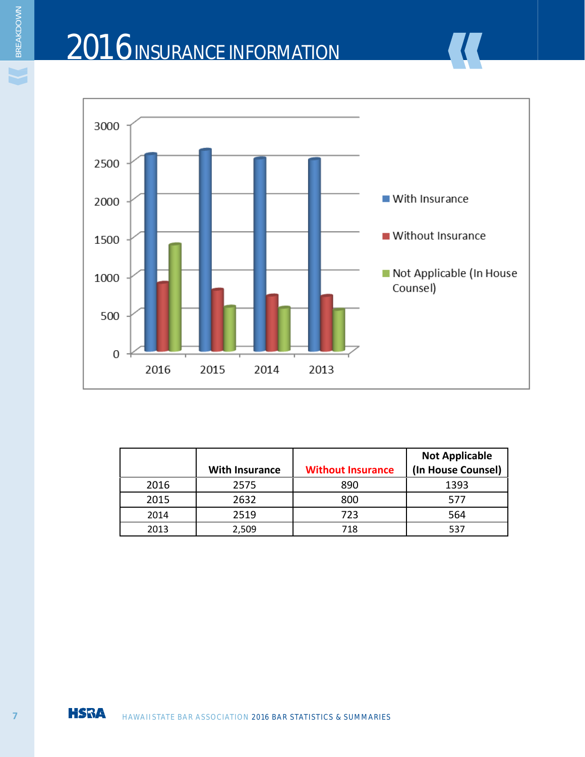# 2016 INSURANCE INFORMATION

| | With Insurance | Without Insurance | Not Applicable (In House Counsel) |
|---|---|---|---|
| 2016 | 2575 | 890 | 1393 |
| 2015 | 2632 | 800 | 577 |
| 2014 | 2519 | 723 | 564 |
| 2013 | 2,509 | 718 | 537 |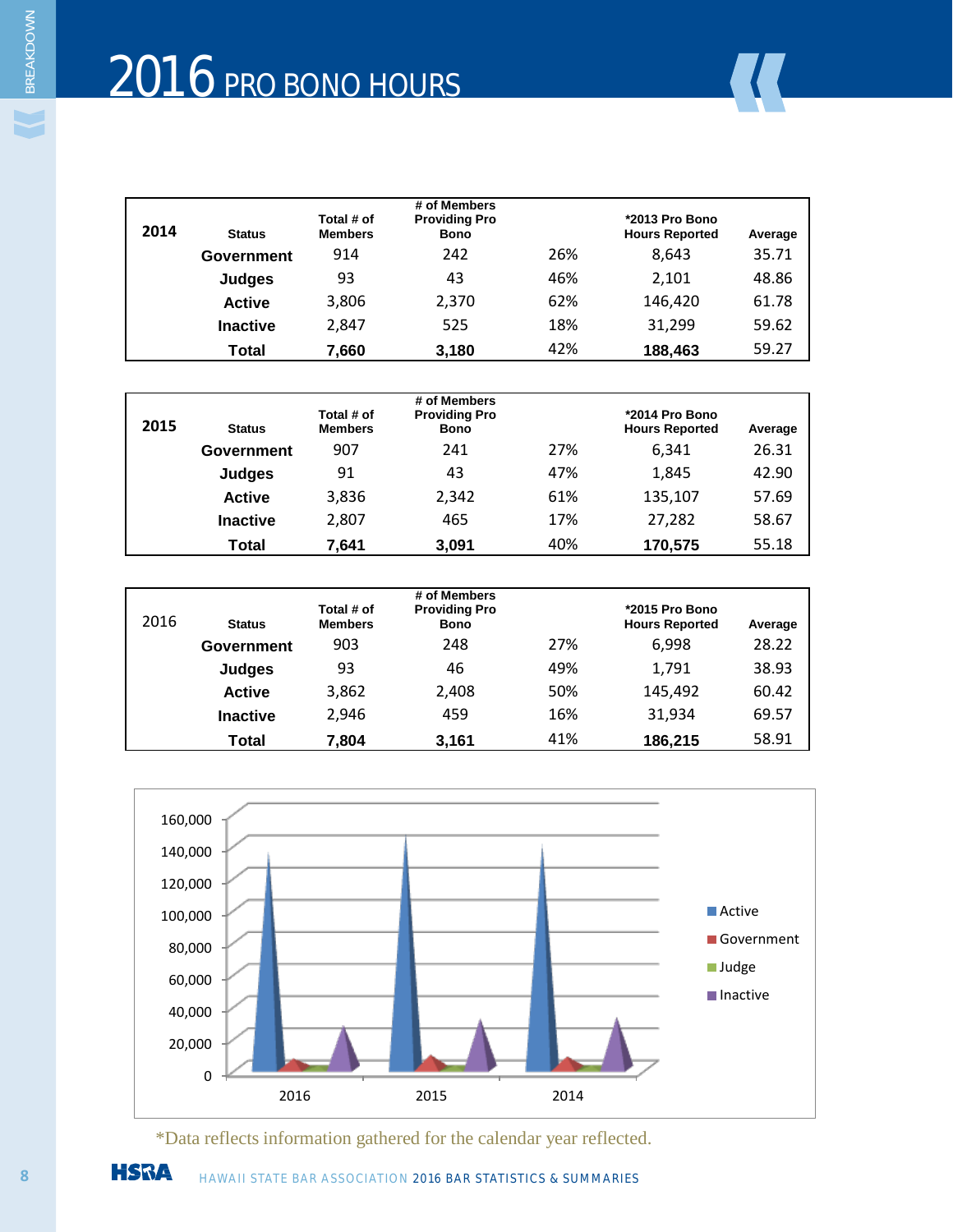# 2016 PRO BONO HOURS

| 2014 | Status | Total # of Members | # of Members Providing Pro Bono | | *2013 Pro Bono Hours Reported | Average |
|---|---|---|---|---|---|---|
| | Government | 914 | 242 | 26% | 8,643 | 35.71 |
| | Judges | 93 | 43 | 46% | 2,101 | 48.86 |
| | Active | 3,806 | 2,370 | 62% | 146,420 | 61.78 |
| | Inactive | 2,847 | 525 | 18% | 31,299 | 59.62 |
| | **Total** | **7,660** | **3,180** | 42% | **188,463** | 59.27 |

| 2015 | Status | Total # of Members | # of Members Providing Pro Bono | | *2014 Pro Bono Hours Reported | Average |
|---|---|---|---|---|---|---|
| | Government | 907 | 241 | 27% | 6,341 | 26.31 |
| | Judges | 91 | 43 | 47% | 1,845 | 42.90 |
| | Active | 3,836 | 2,342 | 61% | 135,107 | 57.69 |
| | Inactive | 2,807 | 465 | 17% | 27,282 | 58.67 |
| | **Total** | **7,641** | **3,091** | 40% | **170,575** | 55.18 |

| 2016 | Status | Total # of Members | # of Members Providing Pro Bono | | *2015 Pro Bono Hours Reported | Average |
|---|---|---|---|---|---|---|
| | Government | 903 | 248 | 27% | 6,998 | 28.22 |
| | Judges | 93 | 46 | 49% | 1,791 | 38.93 |
| | Active | 3,862 | 2,408 | 50% | 145,492 | 60.42 |
| | Inactive | 2,946 | 459 | 16% | 31,934 | 69.57 |
| | **Total** | **7,804** | **3,161** | 41% | **186,215** | 58.91 |

*Data reflects information gathered for the calendar year reflected.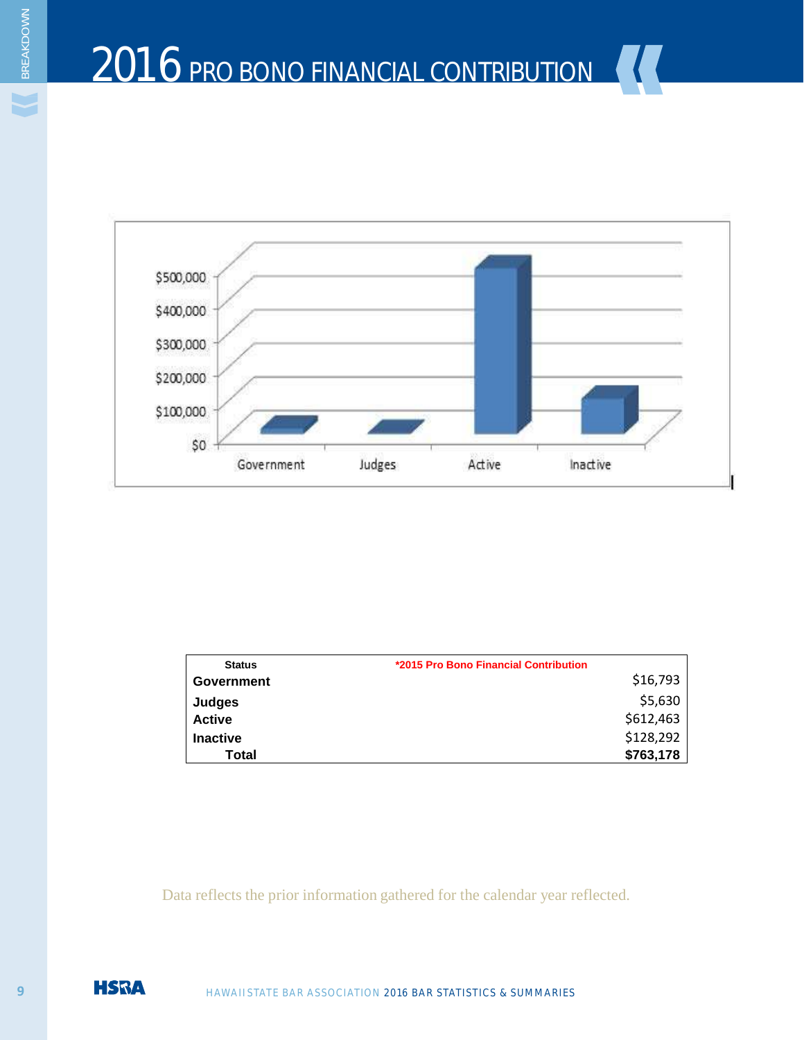# 2016 PRO BONO FINANCIAL CONTRIBUTION

| Status | *2015 Pro Bono Financial Contribution |
|---|---|
| Government | $16,793 |
| Judges | $5,630 |
| Active | $612,463 |
| Inactive | $128,292 |
| **Total** | **$763,178** |

Data reflects the prior information gathered for the calendar year reflected.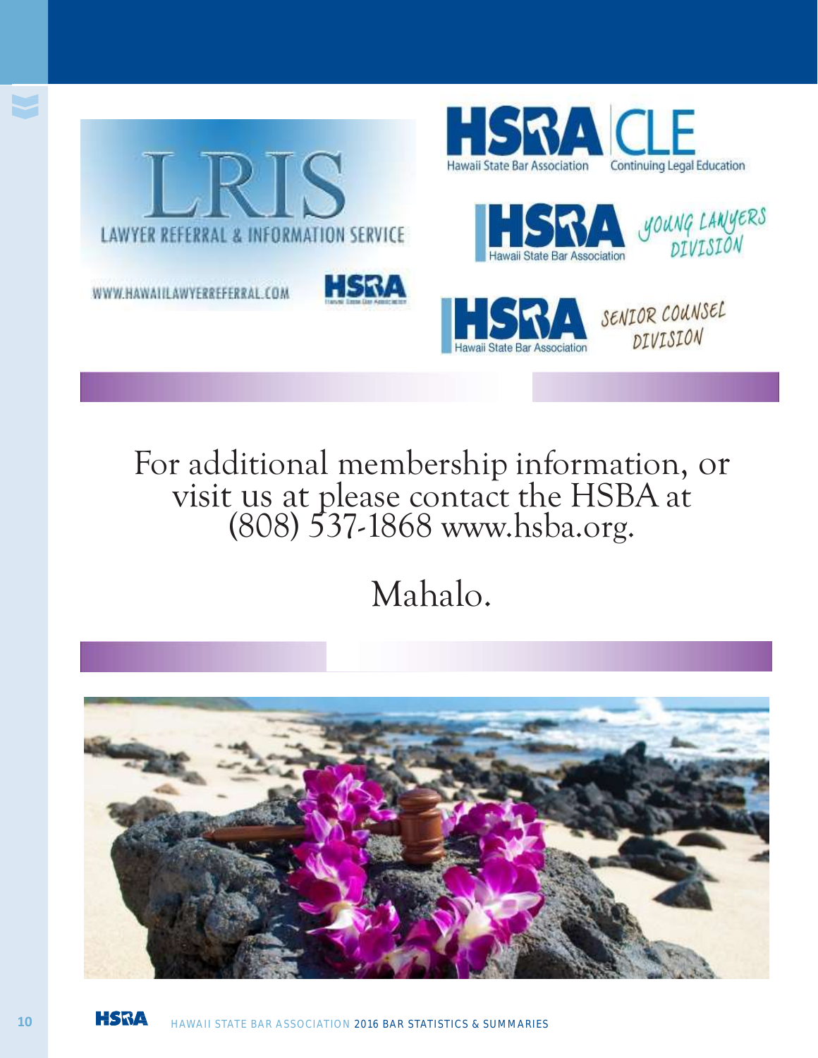LRIS

LAWYER REFERRAL & INFORMATION SERVICE

WWW.HAWAIILAWYERREFERRAL.COM

HSBA Hawaii State Bar Association CLE Continuing Legal Education

HSBA Hawaii State Bar Association YOUNG LAWYERS DIVISION

HSBA Hawaii State Bar Association SENIOR COUNSEL DIVISION

For additional membership information, or visit us at please contact the HSBA at (808) 537-1868 www.hsba.org.

Mahalo.